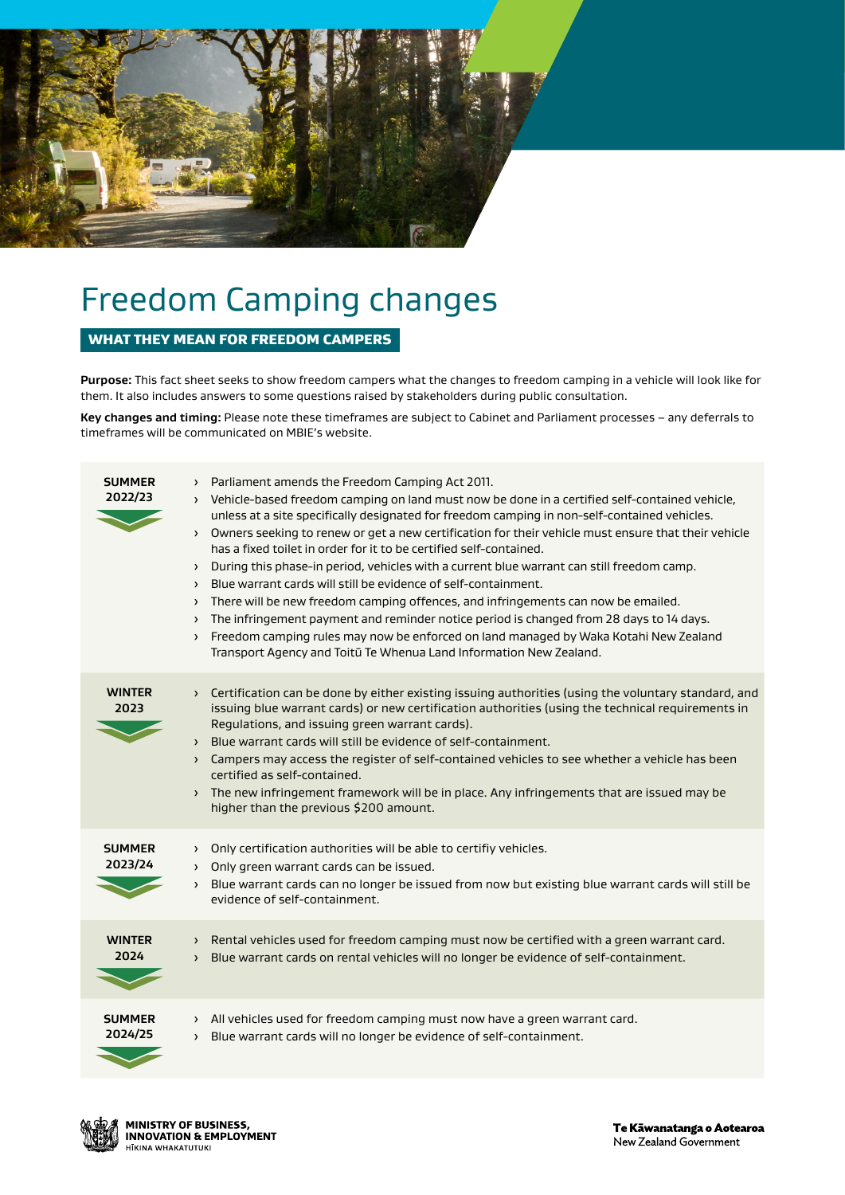# Freedom Camping changes

## WHAT THEY MEAN FOR FREEDOM CAMPERS

**Purpose:** This fact sheet seeks to show freedom campers what the changes to freedom camping in a vehicle will look like for them. It also includes answers to some questions raised by stakeholders during public consultation.

**Key changes and timing:** Please note these timeframes are subject to Cabinet and Parliament processes – any deferrals to timeframes will be communicated on MBIE's website.

### SUMMER 2022/23

- Parliament amends the Freedom Camping Act 2011.
- Vehicle-based freedom camping on land must now be done in a certified self-contained vehicle, unless at a site specifically designated for freedom camping in non-self-contained vehicles.
- Owners seeking to renew or get a new certification for their vehicle must ensure that their vehicle has a fixed toilet in order for it to be certified self-contained.
- During this phase-in period, vehicles with a current blue warrant can still freedom camp.
- Blue warrant cards will still be evidence of self-containment.
- There will be new freedom camping offences, and infringements can now be emailed.
- The infringement payment and reminder notice period is changed from 28 days to 14 days.
- Freedom camping rules may now be enforced on land managed by Waka Kotahi New Zealand Transport Agency and Toitū Te Whenua Land Information New Zealand.

### WINTER 2023

- Certification can be done by either existing issuing authorities (using the voluntary standard, and issuing blue warrant cards) or new certification authorities (using the technical requirements in Regulations, and issuing green warrant cards).
- Blue warrant cards will still be evidence of self-containment.
- Campers may access the register of self-contained vehicles to see whether a vehicle has been certified as self-contained.
- The new infringement framework will be in place. Any infringements that are issued may be higher than the previous $200 amount.

### SUMMER 2023/24

- Only certification authorities will be able to certifiy vehicles.
- Only green warrant cards can be issued.
- Blue warrant cards can no longer be issued from now but existing blue warrant cards will still be evidence of self-containment.

### WINTER 2024

- Rental vehicles used for freedom camping must now be certified with a green warrant card.
- Blue warrant cards on rental vehicles will no longer be evidence of self-containment.

### SUMMER 2024/25

- All vehicles used for freedom camping must now have a green warrant card.
- Blue warrant cards will no longer be evidence of self-containment.

MINISTRY OF BUSINESS, INNOVATION & EMPLOYMENT
HĪKINA WHAKATUTUKI

Te Kāwanatanga o Aotearoa
New Zealand Government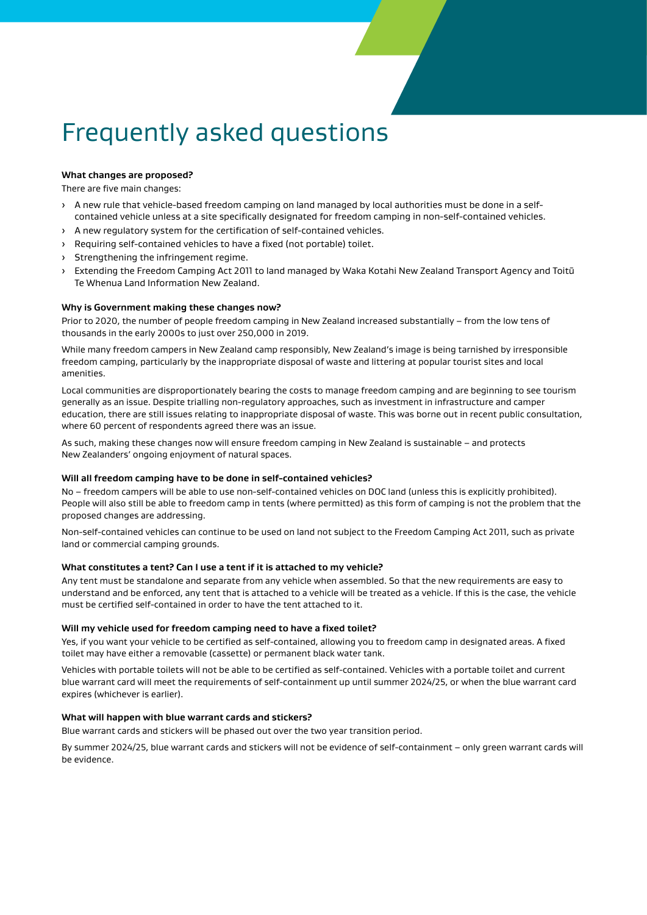# Frequently asked questions

**What changes are proposed?**

There are five main changes:

- A new rule that vehicle-based freedom camping on land managed by local authorities must be done in a self-contained vehicle unless at a site specifically designated for freedom camping in non-self-contained vehicles.
- A new regulatory system for the certification of self-contained vehicles.
- Requiring self-contained vehicles to have a fixed (not portable) toilet.
- Strengthening the infringement regime.
- Extending the Freedom Camping Act 2011 to land managed by Waka Kotahi New Zealand Transport Agency and Toitū Te Whenua Land Information New Zealand.

**Why is Government making these changes now?**

Prior to 2020, the number of people freedom camping in New Zealand increased substantially – from the low tens of thousands in the early 2000s to just over 250,000 in 2019.

While many freedom campers in New Zealand camp responsibly, New Zealand's image is being tarnished by irresponsible freedom camping, particularly by the inappropriate disposal of waste and littering at popular tourist sites and local amenities.

Local communities are disproportionately bearing the costs to manage freedom camping and are beginning to see tourism generally as an issue. Despite trialling non-regulatory approaches, such as investment in infrastructure and camper education, there are still issues relating to inappropriate disposal of waste. This was borne out in recent public consultation, where 60 percent of respondents agreed there was an issue.

As such, making these changes now will ensure freedom camping in New Zealand is sustainable – and protects New Zealanders' ongoing enjoyment of natural spaces.

**Will all freedom camping have to be done in self-contained vehicles?**

No – freedom campers will be able to use non-self-contained vehicles on DOC land (unless this is explicitly prohibited). People will also still be able to freedom camp in tents (where permitted) as this form of camping is not the problem that the proposed changes are addressing.

Non-self-contained vehicles can continue to be used on land not subject to the Freedom Camping Act 2011, such as private land or commercial camping grounds.

**What constitutes a tent? Can I use a tent if it is attached to my vehicle?**

Any tent must be standalone and separate from any vehicle when assembled. So that the new requirements are easy to understand and be enforced, any tent that is attached to a vehicle will be treated as a vehicle. If this is the case, the vehicle must be certified self-contained in order to have the tent attached to it.

**Will my vehicle used for freedom camping need to have a fixed toilet?**

Yes, if you want your vehicle to be certified as self-contained, allowing you to freedom camp in designated areas. A fixed toilet may have either a removable (cassette) or permanent black water tank.

Vehicles with portable toilets will not be able to be certified as self-contained. Vehicles with a portable toilet and current blue warrant card will meet the requirements of self-containment up until summer 2024/25, or when the blue warrant card expires (whichever is earlier).

**What will happen with blue warrant cards and stickers?**

Blue warrant cards and stickers will be phased out over the two year transition period.

By summer 2024/25, blue warrant cards and stickers will not be evidence of self-containment – only green warrant cards will be evidence.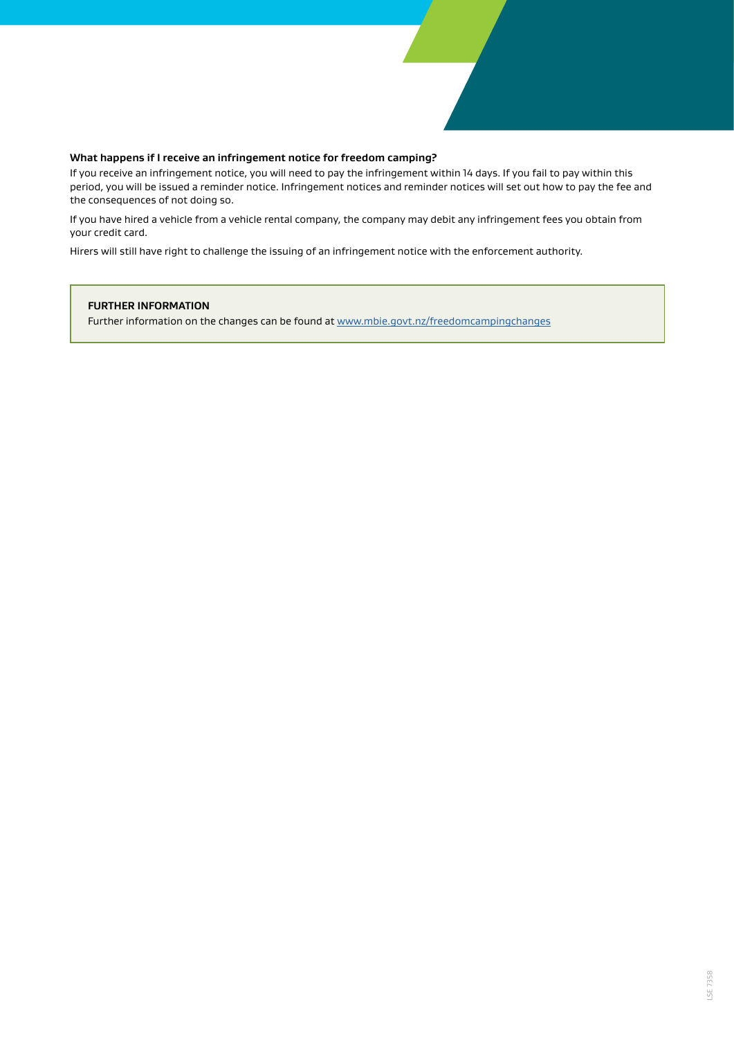### What happens if I receive an infringement notice for freedom camping?

If you receive an infringement notice, you will need to pay the infringement within 14 days. If you fail to pay within this period, you will be issued a reminder notice. Infringement notices and reminder notices will set out how to pay the fee and the consequences of not doing so.

If you have hired a vehicle from a vehicle rental company, the company may debit any infringement fees you obtain from your credit card.

Hirers will still have right to challenge the issuing of an infringement notice with the enforcement authority.

> **FURTHER INFORMATION**
>
> Further information on the changes can be found at [www.mbie.govt.nz/freedomcampingchanges](http://www.mbie.govt.nz/freedomcampingchanges)

LSE 7358